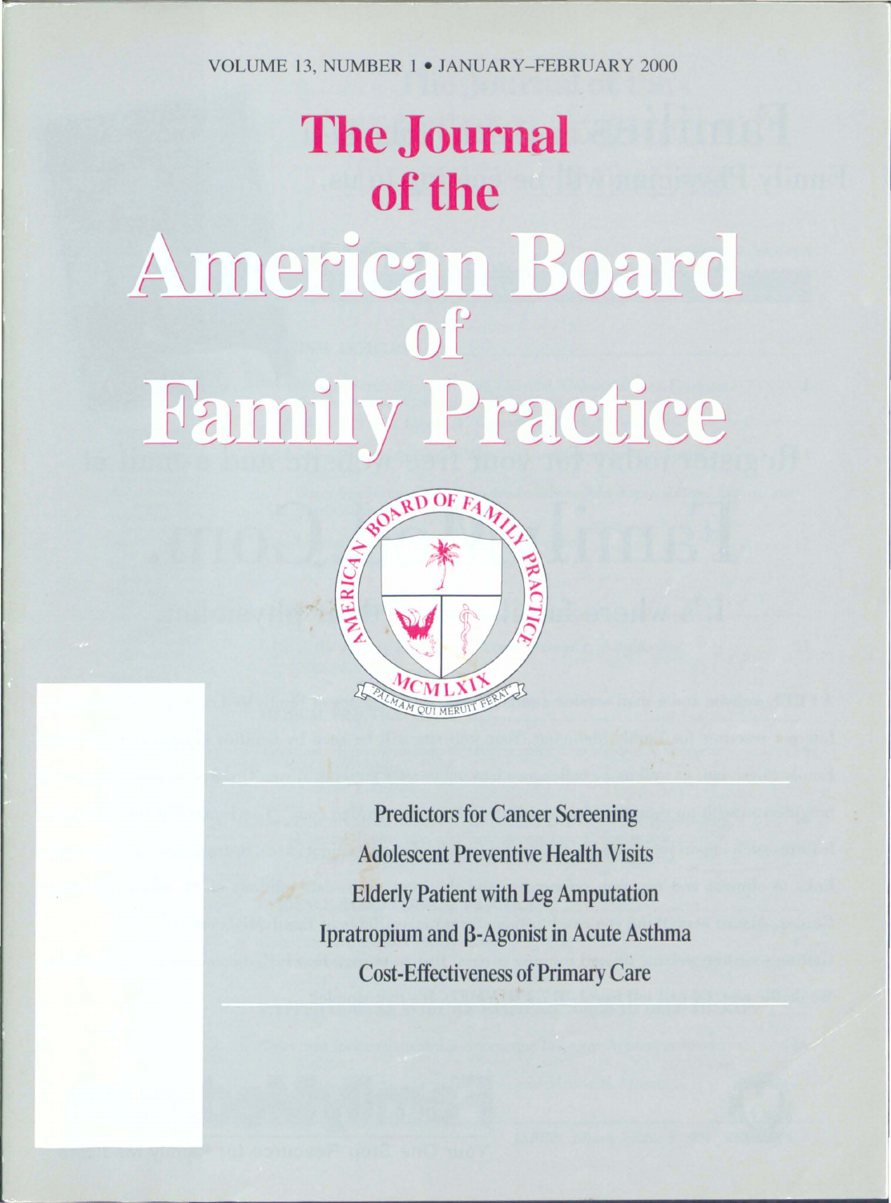VOLUME 13, NUMBER 1 • JANUARY–FEBRUARY 2000

# The Journal of the American Board of Family Practice

AMERICAN BOARD OF FAMILY PRACTICE

MCMLXIX

PALMAM QUI MERUIT FERAT

Predictors for Cancer Screening

Adolescent Preventive Health Visits

Elderly Patient with Leg Amputation

Ipratropium and β-Agonist in Acute Asthma

Cost-Effectiveness of Primary Care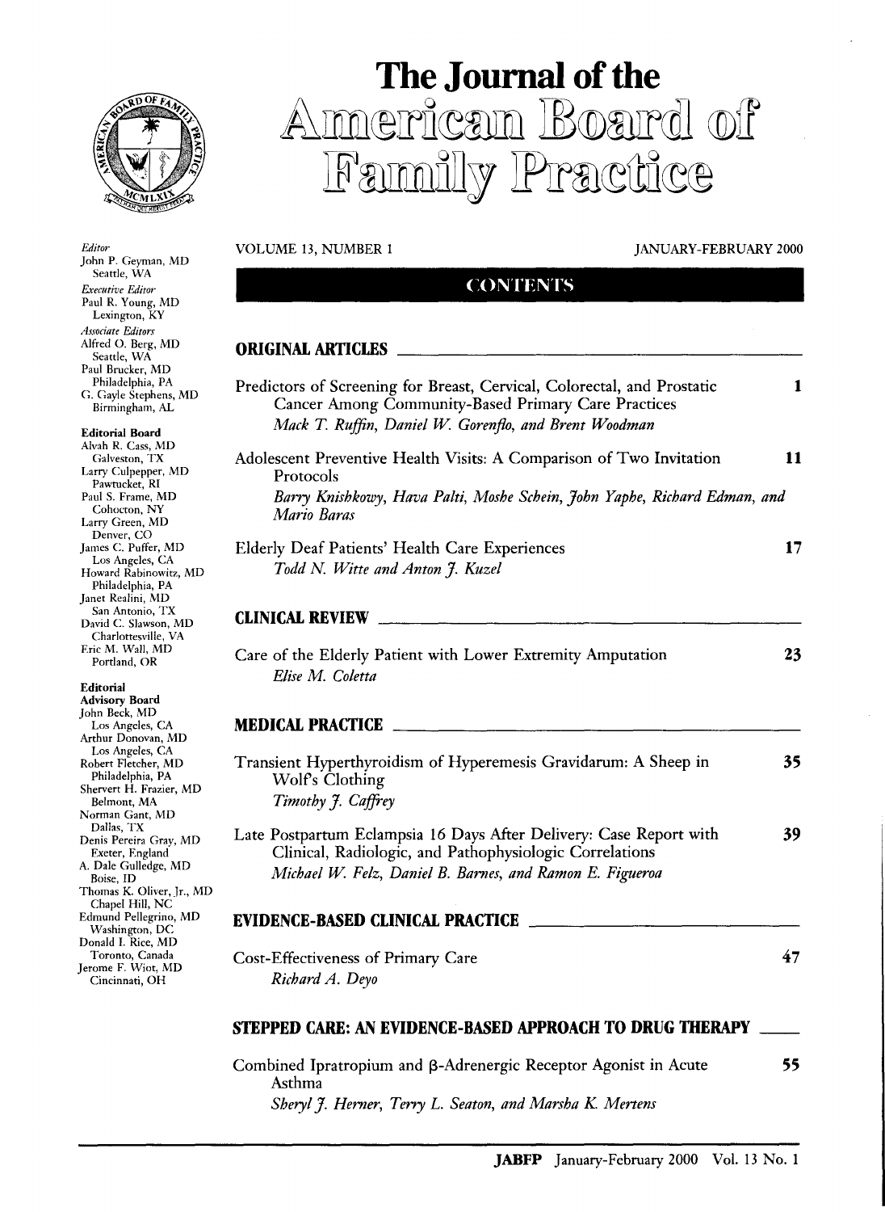# The Journal of the American Board of Family Practice

*Editor*
John P. Geyman, MD
Seattle, WA

*Executive Editor*
Paul R. Young, MD
Lexington, KY

*Associate Editors*
Alfred O. Berg, MD
Seattle, WA
Paul Brucker, MD
Philadelphia, PA
G. Gayle Stephens, MD
Birmingham, AL

**Editorial Board**
Alvah R. Cass, MD
Galveston, TX
Larry Culpepper, MD
Pawtucket, RI
Paul S. Frame, MD
Cohocton, NY
Larry Green, MD
Denver, CO
James C. Puffer, MD
Los Angeles, CA
Howard Rabinowitz, MD
Philadelphia, PA
Janet Realini, MD
San Antonio, TX
David C. Slawson, MD
Charlottesville, VA
Eric M. Wall, MD
Portland, OR

**Editorial Advisory Board**
John Beck, MD
Los Angeles, CA
Arthur Donovan, MD
Los Angeles, CA
Robert Fletcher, MD
Philadelphia, PA
Shervert H. Frazier, MD
Belmont, MA
Norman Gant, MD
Dallas, TX
Denis Pereira Gray, MD
Exeter, England
A. Dale Gulledge, MD
Boise, ID
Thomas K. Oliver, Jr., MD
Chapel Hill, NC
Edmund Pellegrino, MD
Washington, DC
Donald I. Rice, MD
Toronto, Canada
Jerome F. Wiot, MD
Cincinnati, OH

VOLUME 13, NUMBER 1 — JANUARY-FEBRUARY 2000

## CONTENTS

### ORIGINAL ARTICLES

Predictors of Screening for Breast, Cervical, Colorectal, and Prostatic Cancer Among Community-Based Primary Care Practices — 1
*Mack T. Ruffin, Daniel W. Gorenflo, and Brent Woodman*

Adolescent Preventive Health Visits: A Comparison of Two Invitation Protocols — 11
*Barry Knishkowy, Hava Palti, Moshe Schein, John Yaphe, Richard Edman, and Mario Baras*

Elderly Deaf Patients' Health Care Experiences — 17
*Todd N. Witte and Anton J. Kuzel*

### CLINICAL REVIEW

Care of the Elderly Patient with Lower Extremity Amputation — 23
*Elise M. Coletta*

### MEDICAL PRACTICE

Transient Hyperthyroidism of Hyperemesis Gravidarum: A Sheep in Wolf's Clothing — 35
*Timothy J. Caffrey*

Late Postpartum Eclampsia 16 Days After Delivery: Case Report with Clinical, Radiologic, and Pathophysiologic Correlations — 39
*Michael W. Felz, Daniel B. Barnes, and Ramon E. Figueroa*

### EVIDENCE-BASED CLINICAL PRACTICE

Cost-Effectiveness of Primary Care — 47
*Richard A. Deyo*

### STEPPED CARE: AN EVIDENCE-BASED APPROACH TO DRUG THERAPY

Combined Ipratropium and β-Adrenergic Receptor Agonist in Acute Asthma — 55
*Sheryl J. Herner, Terry L. Seaton, and Marsha K. Mertens*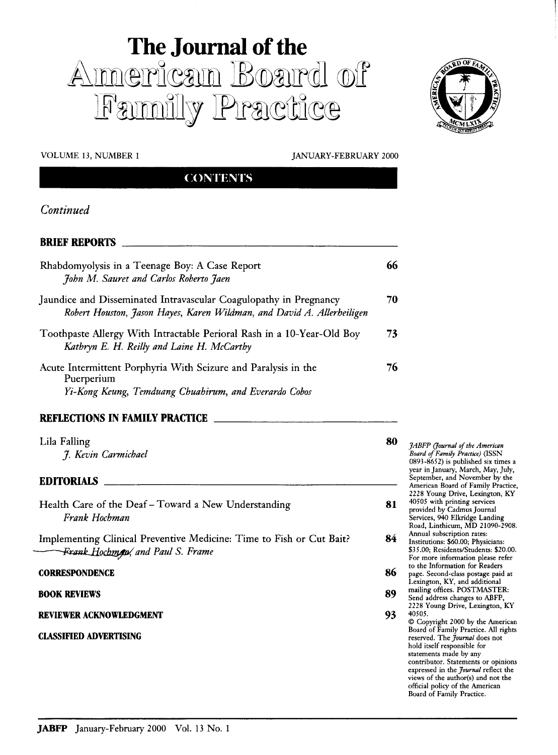# The Journal of the American Board of Family Practice

VOLUME 13, NUMBER 1 JANUARY-FEBRUARY 2000

## CONTENTS

*Continued*

### BRIEF REPORTS

Rhabdomyolysis in a Teenage Boy: A Case Report — 66
*John M. Sauret and Carlos Roberto Jaen*

Jaundice and Disseminated Intravascular Coagulopathy in Pregnancy — 70
*Robert Houston, Jason Hayes, Karen Wildman, and David A. Allerheiligen*

Toothpaste Allergy With Intractable Perioral Rash in a 10-Year-Old Boy — 73
*Kathryn E. H. Reilly and Laine H. McCarthy*

Acute Intermittent Porphyria With Seizure and Paralysis in the Puerperium — 76
*Yi-Kong Keung, Temduang Chuahirum, and Everardo Cobos*

### REFLECTIONS IN FAMILY PRACTICE

Lila Falling — 80
*J. Kevin Carmichael*

### EDITORIALS

Health Care of the Deaf – Toward a New Understanding — 81
*Frank Hochman*

Implementing Clinical Preventive Medicine: Time to Fish or Cut Bait? — 84
*Frank Hochman and Paul S. Frame*

**CORRESPONDENCE** — 86

**BOOK REVIEWS** — 89

**REVIEWER ACKNOWLEDGMENT** — 93

**CLASSIFIED ADVERTISING**

*JABFP (Journal of the American Board of Family Practice)* (ISSN 0893-8652) is published six times a year in January, March, May, July, September, and November by the American Board of Family Practice, 2228 Young Drive, Lexington, KY 40505 with printing services provided by Cadmus Journal Services, 940 Elkridge Landing Road, Linthicum, MD 21090-2908. Annual subscription rates: Institutions: $60.00; Physicians: $35.00; Residents/Students: $20.00. For more information please refer to the Information for Readers page. Second-class postage paid at Lexington, KY, and additional mailing offices. POSTMASTER: Send address changes to ABFP, 2228 Young Drive, Lexington, KY 40505.

© Copyright 2000 by the American Board of Family Practice. All rights reserved. The *Journal* does not hold itself responsible for statements made by any contributor. Statements or opinions expressed in the *Journal* reflect the views of the author(s) and not the official policy of the American Board of Family Practice.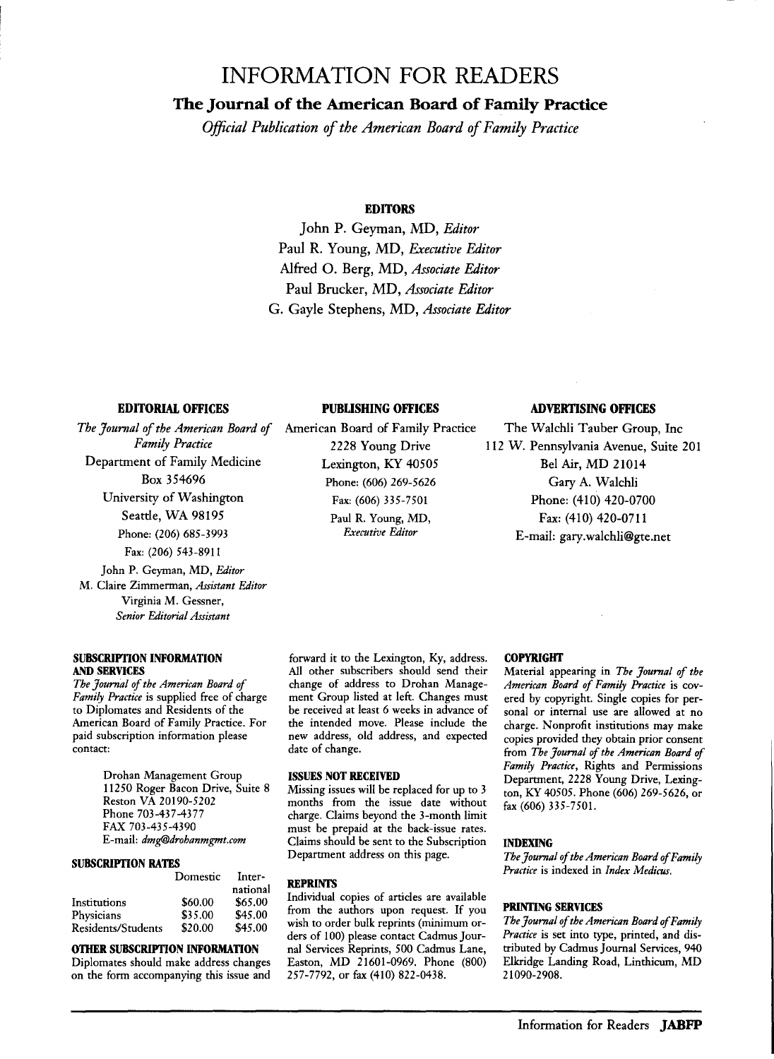# INFORMATION FOR READERS

## The Journal of the American Board of Family Practice

*Official Publication of the American Board of Family Practice*

### EDITORS

John P. Geyman, MD, *Editor*
Paul R. Young, MD, *Executive Editor*
Alfred O. Berg, MD, *Associate Editor*
Paul Brucker, MD, *Associate Editor*
G. Gayle Stephens, MD, *Associate Editor*

### EDITORIAL OFFICES

*The Journal of the American Board of Family Practice*
Department of Family Medicine
Box 354696
University of Washington
Seattle, WA 98195
Phone: (206) 685-3993
Fax: (206) 543-8911
John P. Geyman, MD, *Editor*
M. Claire Zimmerman, *Assistant Editor*
Virginia M. Gessner, *Senior Editorial Assistant*

### PUBLISHING OFFICES

American Board of Family Practice
2228 Young Drive
Lexington, KY 40505
Phone: (606) 269-5626
Fax: (606) 335-7501
Paul R. Young, MD, *Executive Editor*

### ADVERTISING OFFICES

The Walchli Tauber Group, Inc
112 W. Pennsylvania Avenue, Suite 201
Bel Air, MD 21014
Gary A. Walchli
Phone: (410) 420-0700
Fax: (410) 420-0711
E-mail: gary.walchli@gte.net

### SUBSCRIPTION INFORMATION AND SERVICES

*The Journal of the American Board of Family Practice* is supplied free of charge to Diplomates and Residents of the American Board of Family Practice. For paid subscription information please contact:

Drohan Management Group
11250 Roger Bacon Drive, Suite 8
Reston VA 20190-5202
Phone 703-437-4377
FAX 703-435-4390
E-mail: *dmg@drohanmgmt.com*

### SUBSCRIPTION RATES

| | Domestic | International |
|---|---|---|
| Institutions | $60.00 | $65.00 |
| Physicians | $35.00 | $45.00 |
| Residents/Students | $20.00 | $45.00 |

### OTHER SUBSCRIPTION INFORMATION

Diplomates should make address changes on the form accompanying this issue and forward it to the Lexington, Ky, address. All other subscribers should send their change of address to Drohan Management Group listed at left. Changes must be received at least 6 weeks in advance of the intended move. Please include the new address, old address, and expected date of change.

### ISSUES NOT RECEIVED

Missing issues will be replaced for up to 3 months from the issue date without charge. Claims beyond the 3-month limit must be prepaid at the back-issue rates. Claims should be sent to the Subscription Department address on this page.

### REPRINTS

Individual copies of articles are available from the authors upon request. If you wish to order bulk reprints (minimum orders of 100) please contact Cadmus Journal Services Reprints, 500 Cadmus Lane, Easton, MD 21601-0969. Phone (800) 257-7792, or fax (410) 822-0438.

### COPYRIGHT

Material appearing in *The Journal of the American Board of Family Practice* is covered by copyright. Single copies for personal or internal use are allowed at no charge. Nonprofit institutions may make copies provided they obtain prior consent from *The Journal of the American Board of Family Practice*, Rights and Permissions Department, 2228 Young Drive, Lexington, KY 40505. Phone (606) 269-5626, or fax (606) 335-7501.

### INDEXING

*The Journal of the American Board of Family Practice* is indexed in *Index Medicus*.

### PRINTING SERVICES

*The Journal of the American Board of Family Practice* is set into type, printed, and distributed by Cadmus Journal Services, 940 Elkridge Landing Road, Linthicum, MD 21090-2908.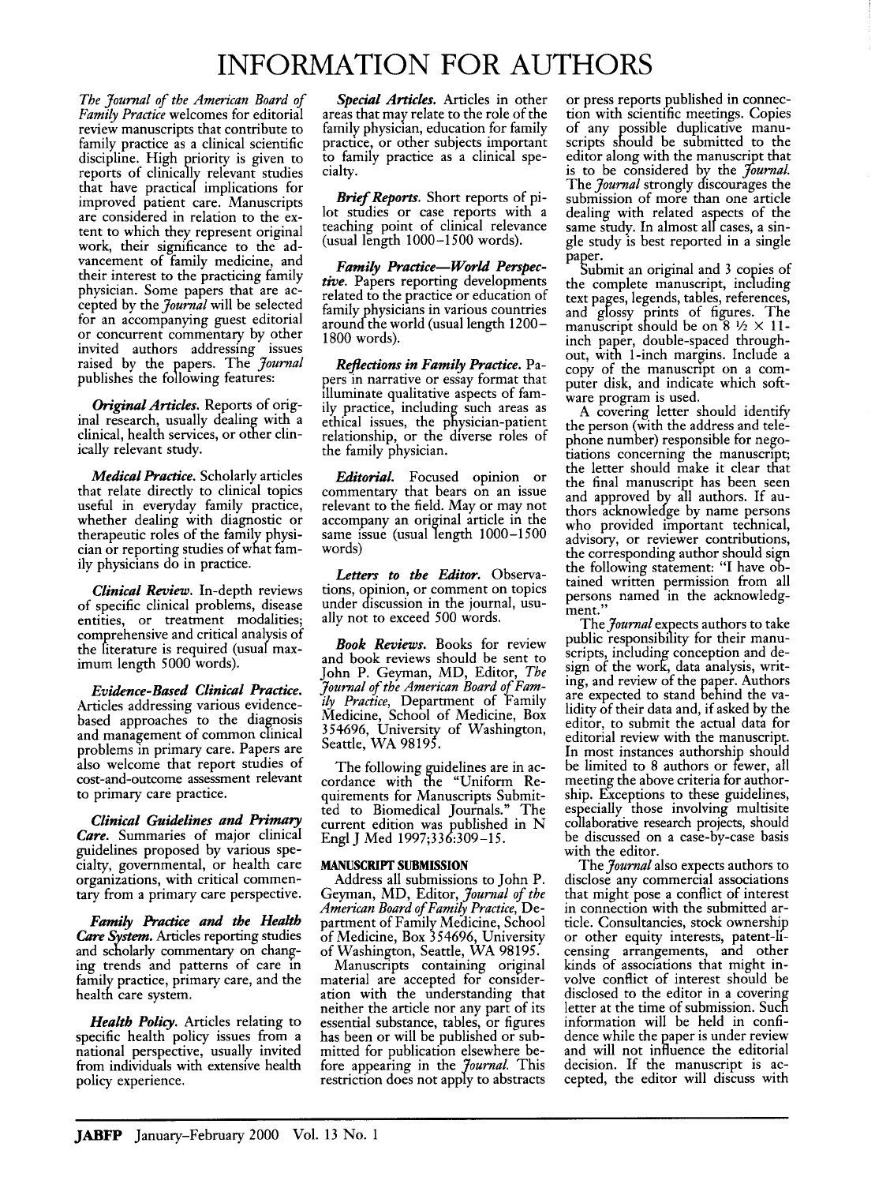# INFORMATION FOR AUTHORS

*The Journal of the American Board of Family Practice* welcomes for editorial review manuscripts that contribute to family practice as a clinical scientific discipline. High priority is given to reports of clinically relevant studies that have practical implications for improved patient care. Manuscripts are considered in relation to the extent to which they represent original work, their significance to the advancement of family medicine, and their interest to the practicing family physician. Some papers that are accepted by the *Journal* will be selected for an accompanying guest editorial or concurrent commentary by other invited authors addressing issues raised by the papers. The *Journal* publishes the following features:

***Original Articles.*** Reports of original research, usually dealing with a clinical, health services, or other clinically relevant study.

***Medical Practice.*** Scholarly articles that relate directly to clinical topics useful in everyday family practice, whether dealing with diagnostic or therapeutic roles of the family physician or reporting studies of what family physicians do in practice.

***Clinical Review.*** In-depth reviews of specific clinical problems, disease entities, or treatment modalities; comprehensive and critical analysis of the literature is required (usual maximum length 5000 words).

***Evidence-Based Clinical Practice.*** Articles addressing various evidence-based approaches to the diagnosis and management of common clinical problems in primary care. Papers are also welcome that report studies of cost-and-outcome assessment relevant to primary care practice.

***Clinical Guidelines and Primary Care.*** Summaries of major clinical guidelines proposed by various specialty, governmental, or health care organizations, with critical commentary from a primary care perspective.

***Family Practice and the Health Care System.*** Articles reporting studies and scholarly commentary on changing trends and patterns of care in family practice, primary care, and the health care system.

***Health Policy.*** Articles relating to specific health policy issues from a national perspective, usually invited from individuals with extensive health policy experience.

***Special Articles.*** Articles in other areas that may relate to the role of the family physician, education for family practice, or other subjects important to family practice as a clinical specialty.

***Brief Reports.*** Short reports of pilot studies or case reports with a teaching point of clinical relevance (usual length 1000–1500 words).

***Family Practice—World Perspective.*** Papers reporting developments related to the practice or education of family physicians in various countries around the world (usual length 1200–1800 words).

***Reflections in Family Practice.*** Papers in narrative or essay format that illuminate qualitative aspects of family practice, including such areas as ethical issues, the physician-patient relationship, or the diverse roles of the family physician.

***Editorial.*** Focused opinion or commentary that bears on an issue relevant to the field. May or may not accompany an original article in the same issue (usual length 1000–1500 words)

***Letters to the Editor.*** Observations, opinion, or comment on topics under discussion in the journal, usually not to exceed 500 words.

***Book Reviews.*** Books for review and book reviews should be sent to John P. Geyman, MD, Editor, *The Journal of the American Board of Family Practice*, Department of Family Medicine, School of Medicine, Box 354696, University of Washington, Seattle, WA 98195.

The following guidelines are in accordance with the "Uniform Requirements for Manuscripts Submitted to Biomedical Journals." The current edition was published in N Engl J Med 1997;336:309–15.

## MANUSCRIPT SUBMISSION

Address all submissions to John P. Geyman, MD, Editor, *Journal of the American Board of Family Practice*, Department of Family Medicine, School of Medicine, Box 354696, University of Washington, Seattle, WA 98195.

Manuscripts containing original material are accepted for consideration with the understanding that neither the article nor any part of its essential substance, tables, or figures has been or will be published or submitted for publication elsewhere before appearing in the *Journal*. This restriction does not apply to abstracts or press reports published in connection with scientific meetings. Copies of any possible duplicative manuscripts should be submitted to the editor along with the manuscript that is to be considered by the *Journal*. The *Journal* strongly discourages the submission of more than one article dealing with related aspects of the same study. In almost all cases, a single study is best reported in a single paper.

Submit an original and 3 copies of the complete manuscript, including text pages, legends, tables, references, and glossy prints of figures. The manuscript should be on 8 ½ × 11-inch paper, double-spaced throughout, with 1-inch margins. Include a copy of the manuscript on a computer disk, and indicate which software program is used.

A covering letter should identify the person (with the address and telephone number) responsible for negotiations concerning the manuscript; the letter should make it clear that the final manuscript has been seen and approved by all authors. If authors acknowledge by name persons who provided important technical, advisory, or reviewer contributions, the corresponding author should sign the following statement: "I have obtained written permission from all persons named in the acknowledgment."

The *Journal* expects authors to take public responsibility for their manuscripts, including conception and design of the work, data analysis, writing, and review of the paper. Authors are expected to stand behind the validity of their data and, if asked by the editor, to submit the actual data for editorial review with the manuscript. In most instances authorship should be limited to 8 authors or fewer, all meeting the above criteria for authorship. Exceptions to these guidelines, especially those involving multisite collaborative research projects, should be discussed on a case-by-case basis with the editor.

The *Journal* also expects authors to disclose any commercial associations that might pose a conflict of interest in connection with the submitted article. Consultancies, stock ownership or other equity interests, patent-licensing arrangements, and other kinds of associations that might involve conflict of interest should be disclosed to the editor in a covering letter at the time of submission. Such information will be held in confidence while the paper is under review and will not influence the editorial decision. If the manuscript is accepted, the editor will discuss with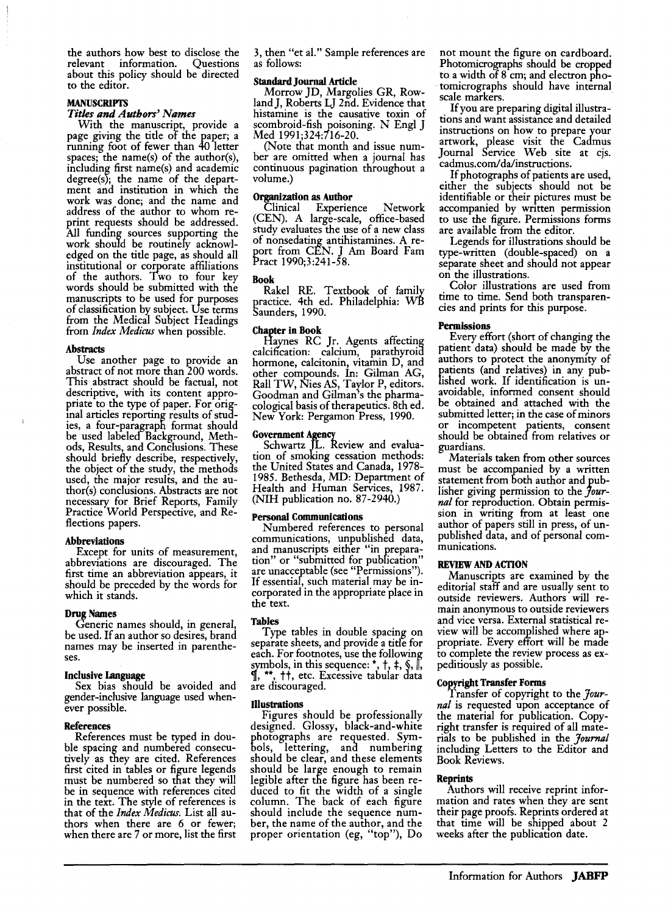the authors how best to disclose the relevant information. Questions about this policy should be directed to the editor.

## MANUSCRIPTS

### *Titles and Authors' Names*

With the manuscript, provide a page giving the title of the paper; a running foot of fewer than 40 letter spaces; the name(s) of the author(s), including first name(s) and academic degree(s); the name of the department and institution in which the work was done; and the name and address of the author to whom reprint requests should be addressed. All funding sources supporting the work should be routinely acknowledged on the title page, as should all institutional or corporate affiliations of the authors. Two to four key words should be submitted with the manuscripts to be used for purposes of classification by subject. Use terms from the Medical Subject Headings from *Index Medicus* when possible.

### Abstracts

Use another page to provide an abstract of not more than 200 words. This abstract should be factual, not descriptive, with its content appropriate to the type of paper. For original articles reporting results of studies, a four-paragraph format should be used labeled Background, Methods, Results, and Conclusions. These should briefly describe, respectively, the object of the study, the methods used, the major results, and the author(s) conclusions. Abstracts are not necessary for Brief Reports, Family Practice World Perspective, and Reflections papers.

### Abbreviations

Except for units of measurement, abbreviations are discouraged. The first time an abbreviation appears, it should be preceded by the words for which it stands.

### Drug Names

Generic names should, in general, be used. If an author so desires, brand names may be inserted in parentheses.

### Inclusive Language

Sex bias should be avoided and gender-inclusive language used whenever possible.

### References

References must be typed in double spacing and numbered consecutively as they are cited. References first cited in tables or figure legends must be numbered so that they will be in sequence with references cited in the text. The style of references is that of the *Index Medicus*. List all authors when there are 6 or fewer; when there are 7 or more, list the first 3, then "et al." Sample references are as follows:

#### Standard Journal Article

Morrow JD, Margolies GR, Rowland J, Roberts LJ 2nd. Evidence that histamine is the causative toxin of scombroid-fish poisoning. N Engl J Med 1991;324:716-20.

(Note that month and issue number are omitted when a journal has continuous pagination throughout a volume.)

#### Organization as Author

Clinical Experience Network (CEN). A large-scale, office-based study evaluates the use of a new class of nonsedating antihistamines. A report from CEN. J Am Board Fam Pract 1990;3:241-58.

#### Book

Rakel RE. Textbook of family practice. 4th ed. Philadelphia: WB Saunders, 1990.

#### Chapter in Book

Haynes RC Jr. Agents affecting calcification: calcium, parathyroid hormone, calcitonin, vitamin D, and other compounds. In: Gilman AG, Rall TW, Nies AS, Taylor P, editors. Goodman and Gilman's the pharmacological basis of therapeutics. 8th ed. New York: Pergamon Press, 1990.

#### Government Agency

Schwartz JL. Review and evaluation of smoking cessation methods: the United States and Canada, 1978-1985. Bethesda, MD: Department of Health and Human Services, 1987. (NIH publication no. 87-2940.)

#### Personal Communications

Numbered references to personal communications, unpublished data, and manuscripts either "in preparation" or "submitted for publication" are unacceptable (see "Permissions"). If essential, such material may be incorporated in the appropriate place in the text.

### Tables

Type tables in double spacing on separate sheets, and provide a title for each. For footnotes, use the following symbols, in this sequence: *, †, ‡, §, ||, ¶, **, ††, etc. Excessive tabular data are discouraged.

### Illustrations

Figures should be professionally designed. Glossy, black-and-white photographs are requested. Symbols, lettering, and numbering should be clear, and these elements should be large enough to remain legible after the figure has been reduced to fit the width of a single column. The back of each figure should include the sequence number, the name of the author, and the proper orientation (eg, "top"). Do not mount the figure on cardboard. Photomicrographs should be cropped to a width of 8 cm; and electron photomicrographs should have internal scale markers.

If you are preparing digital illustrations and want assistance and detailed instructions on how to prepare your artwork, please visit the Cadmus Journal Service Web site at cjs.cadmus.com/da/instructions.

If photographs of patients are used, either the subjects should not be identifiable or their pictures must be accompanied by written permission to use the figure. Permissions forms are available from the editor.

Legends for illustrations should be type-written (double-spaced) on a separate sheet and should not appear on the illustrations.

Color illustrations are used from time to time. Send both transparencies and prints for this purpose.

### Permissions

Every effort (short of changing the patient data) should be made by the authors to protect the anonymity of patients (and relatives) in any published work. If identification is unavoidable, informed consent should be obtained and attached with the submitted letter; in the case of minors or incompetent patients, consent should be obtained from relatives or guardians.

Materials taken from other sources must be accompanied by a written statement from both author and publisher giving permission to the *Journal* for reproduction. Obtain permission in writing from at least one author of papers still in press, of unpublished data, and of personal communications.

## REVIEW AND ACTION

Manuscripts are examined by the editorial staff and are usually sent to outside reviewers. Authors will remain anonymous to outside reviewers and vice versa. External statistical review will be accomplished where appropriate. Every effort will be made to complete the review process as expeditiously as possible.

### Copyright Transfer Forms

Transfer of copyright to the *Journal* is requested upon acceptance of the material for publication. Copyright transfer is required of all materials to be published in the *Journal* including Letters to the Editor and Book Reviews.

### Reprints

Authors will receive reprint information and rates when they are sent their page proofs. Reprints ordered at that time will be shipped about 2 weeks after the publication date.